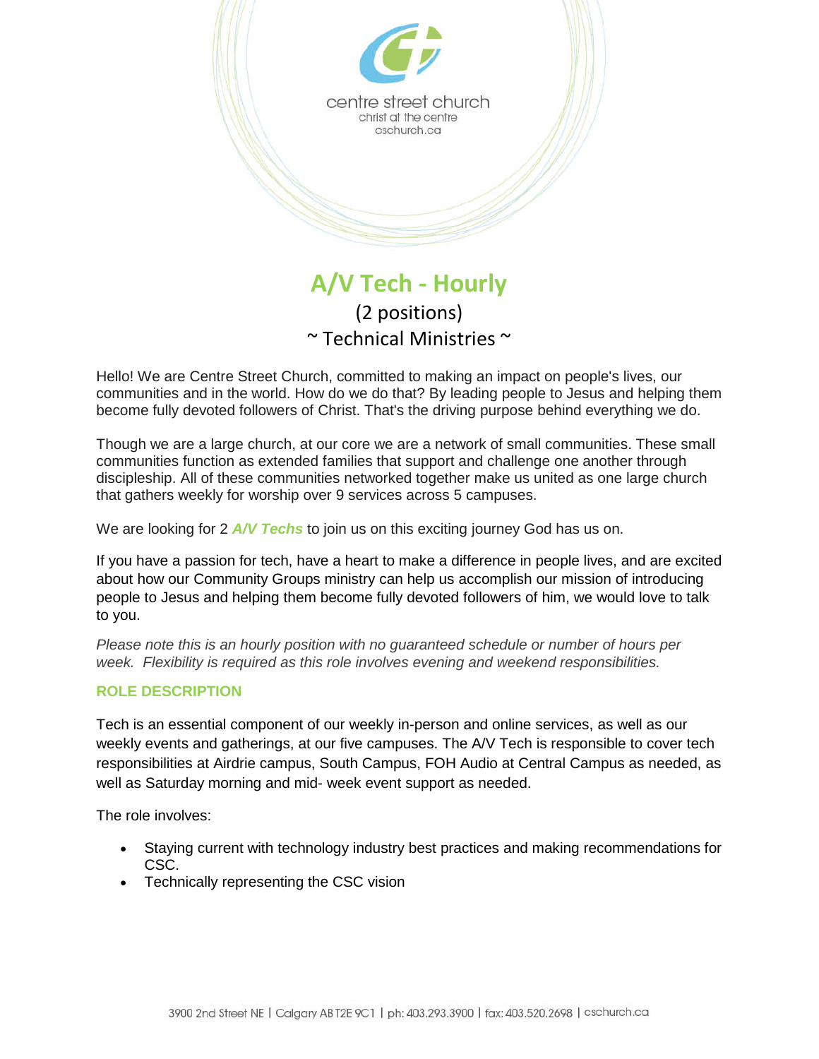centre street church
christ at the centre
cschurch.ca

# A/V Tech - Hourly

(2 positions)

~ Technical Ministries ~

Hello! We are Centre Street Church, committed to making an impact on people's lives, our communities and in the world. How do we do that? By leading people to Jesus and helping them become fully devoted followers of Christ. That's the driving purpose behind everything we do.

Though we are a large church, at our core we are a network of small communities. These small communities function as extended families that support and challenge one another through discipleship. All of these communities networked together make us united as one large church that gathers weekly for worship over 9 services across 5 campuses.

We are looking for 2 ***A/V Techs*** to join us on this exciting journey God has us on.

If you have a passion for tech, have a heart to make a difference in people lives, and are excited about how our Community Groups ministry can help us accomplish our mission of introducing people to Jesus and helping them become fully devoted followers of him, we would love to talk to you.

*Please note this is an hourly position with no guaranteed schedule or number of hours per week. Flexibility is required as this role involves evening and weekend responsibilities.*

## ROLE DESCRIPTION

Tech is an essential component of our weekly in-person and online services, as well as our weekly events and gatherings, at our five campuses. The A/V Tech is responsible to cover tech responsibilities at Airdrie campus, South Campus, FOH Audio at Central Campus as needed, as well as Saturday morning and mid- week event support as needed.

The role involves:

- Staying current with technology industry best practices and making recommendations for CSC.
- Technically representing the CSC vision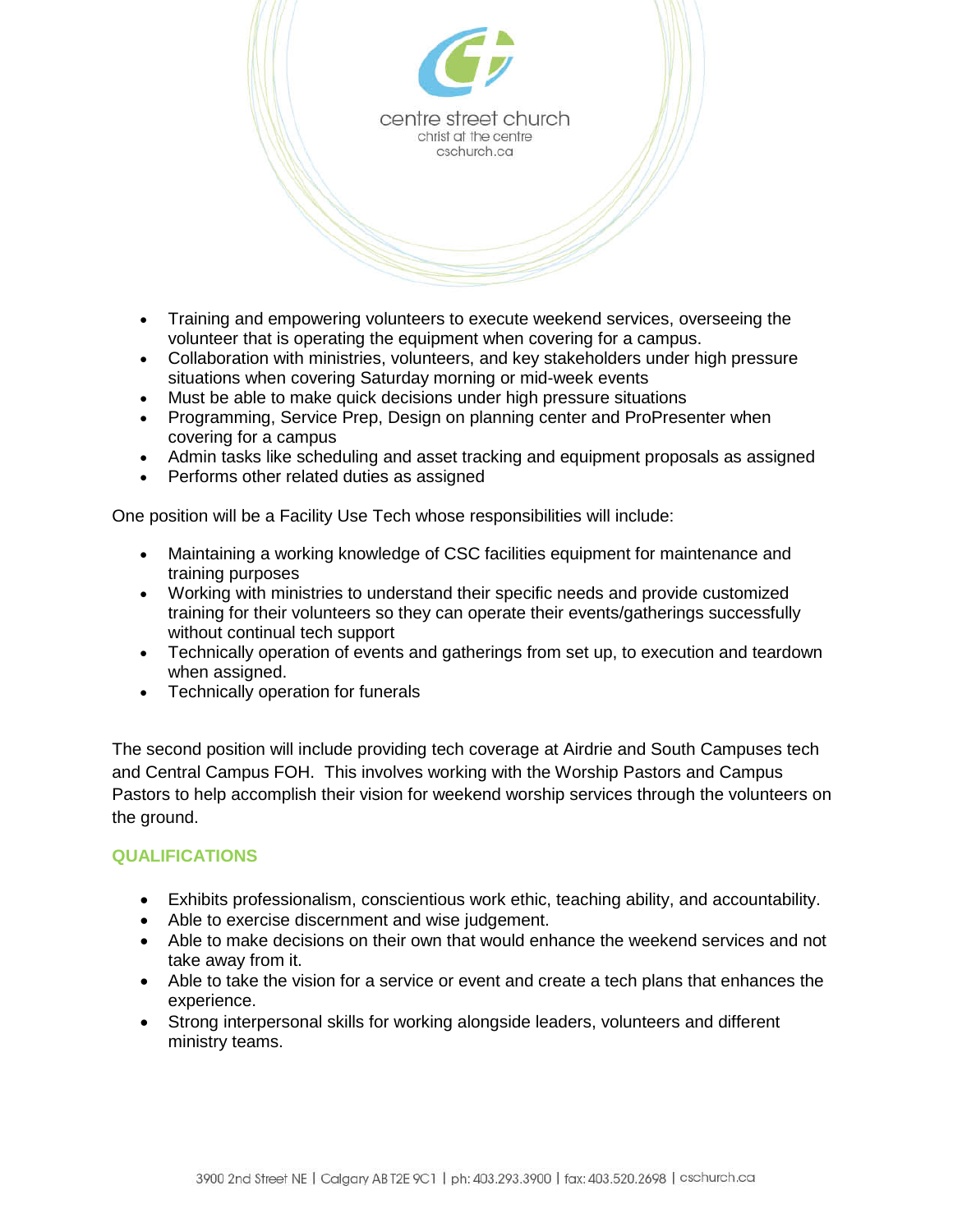- Training and empowering volunteers to execute weekend services, overseeing the volunteer that is operating the equipment when covering for a campus.
- Collaboration with ministries, volunteers, and key stakeholders under high pressure situations when covering Saturday morning or mid-week events
- Must be able to make quick decisions under high pressure situations
- Programming, Service Prep, Design on planning center and ProPresenter when covering for a campus
- Admin tasks like scheduling and asset tracking and equipment proposals as assigned
- Performs other related duties as assigned

One position will be a Facility Use Tech whose responsibilities will include:

- Maintaining a working knowledge of CSC facilities equipment for maintenance and training purposes
- Working with ministries to understand their specific needs and provide customized training for their volunteers so they can operate their events/gatherings successfully without continual tech support
- Technically operation of events and gatherings from set up, to execution and teardown when assigned.
- Technically operation for funerals

The second position will include providing tech coverage at Airdrie and South Campuses tech and Central Campus FOH. This involves working with the Worship Pastors and Campus Pastors to help accomplish their vision for weekend worship services through the volunteers on the ground.

## QUALIFICATIONS

- Exhibits professionalism, conscientious work ethic, teaching ability, and accountability.
- Able to exercise discernment and wise judgement.
- Able to make decisions on their own that would enhance the weekend services and not take away from it.
- Able to take the vision for a service or event and create a tech plans that enhances the experience.
- Strong interpersonal skills for working alongside leaders, volunteers and different ministry teams.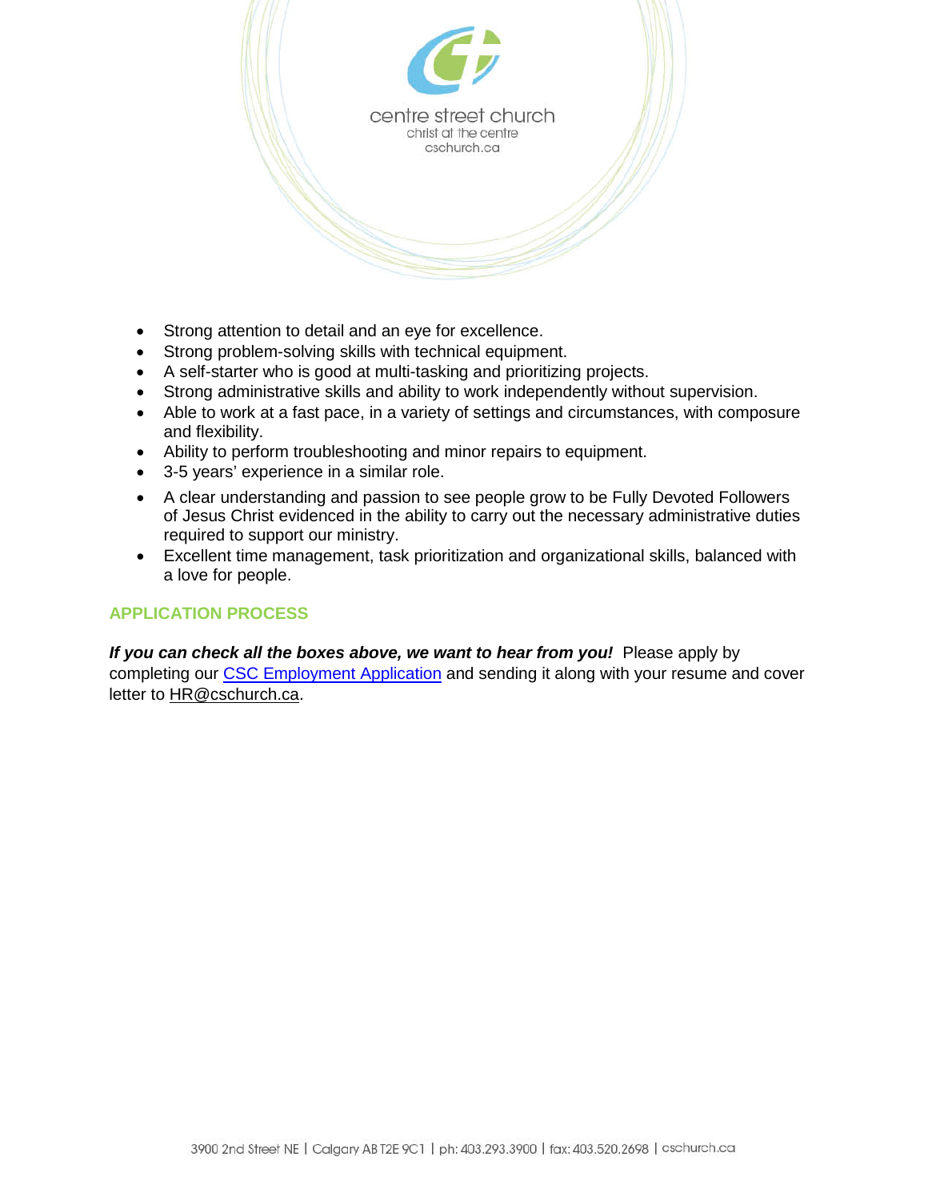- Strong attention to detail and an eye for excellence.
- Strong problem-solving skills with technical equipment.
- A self-starter who is good at multi-tasking and prioritizing projects.
- Strong administrative skills and ability to work independently without supervision.
- Able to work at a fast pace, in a variety of settings and circumstances, with composure and flexibility.
- Ability to perform troubleshooting and minor repairs to equipment.
- 3-5 years' experience in a similar role.
- A clear understanding and passion to see people grow to be Fully Devoted Followers of Jesus Christ evidenced in the ability to carry out the necessary administrative duties required to support our ministry.
- Excellent time management, task prioritization and organizational skills, balanced with a love for people.

## APPLICATION PROCESS

***If you can check all the boxes above, we want to hear from you!*** Please apply by completing our [CSC Employment Application] and sending it along with your resume and cover letter to HR@cschurch.ca.